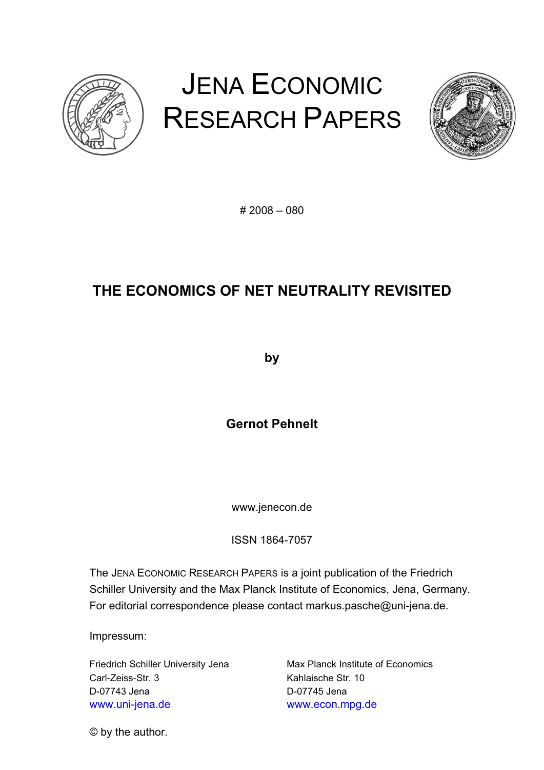# JENA ECONOMIC RESEARCH PAPERS

# 2008 – 080

## THE ECONOMICS OF NET NEUTRALITY REVISITED

**by**

**Gernot Pehnelt**

www.jenecon.de

ISSN 1864-7057

The JENA ECONOMIC RESEARCH PAPERS is a joint publication of the Friedrich Schiller University and the Max Planck Institute of Economics, Jena, Germany. For editorial correspondence please contact markus.pasche@uni-jena.de.

Impressum:

Friedrich Schiller University Jena
Carl-Zeiss-Str. 3
D-07743 Jena
www.uni-jena.de

Max Planck Institute of Economics
Kahlaische Str. 10
D-07745 Jena
www.econ.mpg.de

© by the author.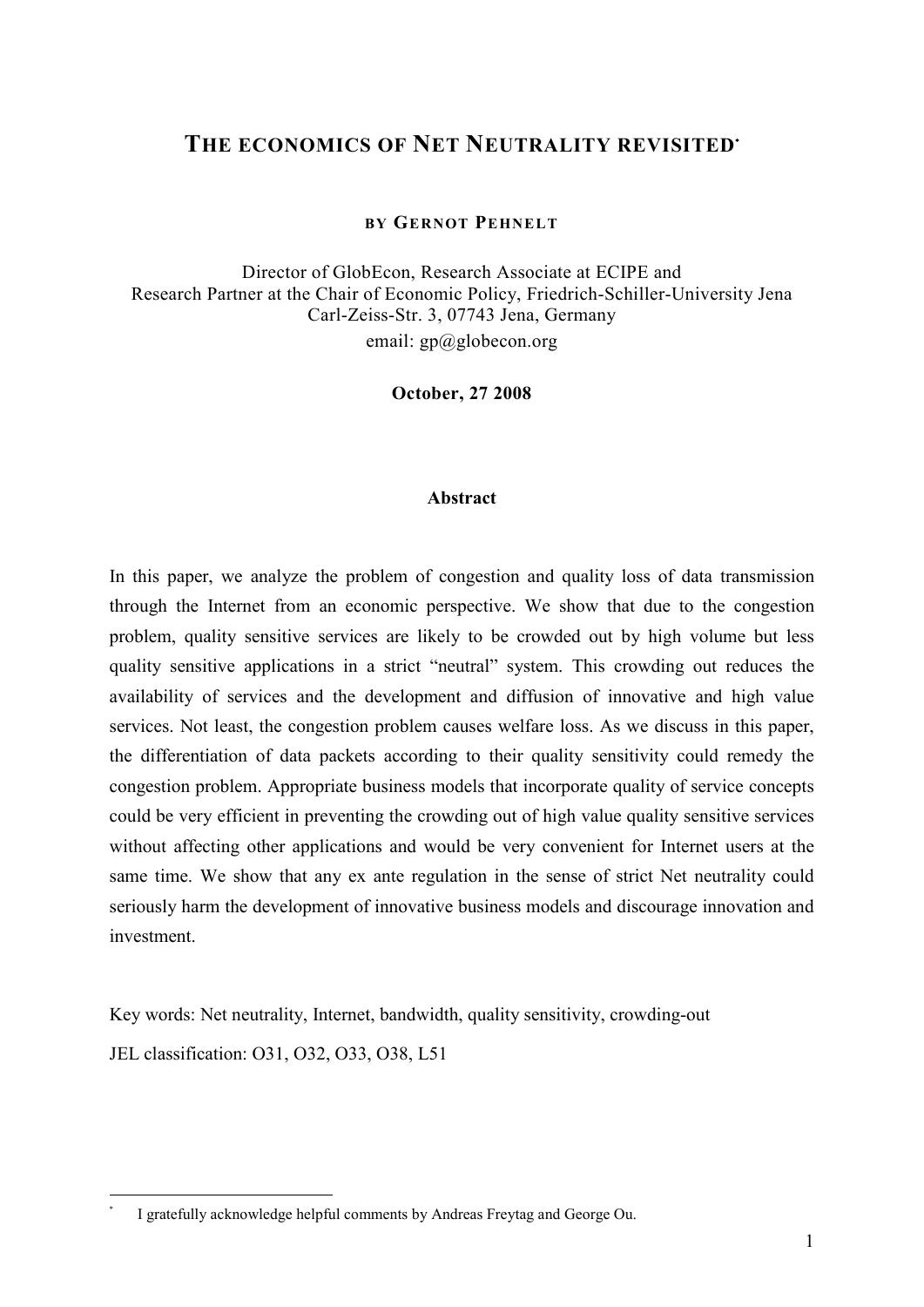# THE ECONOMICS OF NET NEUTRALITY REVISITED[*]

**BY GERNOT PEHNELT**

Director of GlobEcon, Research Associate at ECIPE and
Research Partner at the Chair of Economic Policy, Friedrich-Schiller-University Jena
Carl-Zeiss-Str. 3, 07743 Jena, Germany
email: gp@globecon.org

**October, 27 2008**

## Abstract

In this paper, we analyze the problem of congestion and quality loss of data transmission through the Internet from an economic perspective. We show that due to the congestion problem, quality sensitive services are likely to be crowded out by high volume but less quality sensitive applications in a strict "neutral" system. This crowding out reduces the availability of services and the development and diffusion of innovative and high value services. Not least, the congestion problem causes welfare loss. As we discuss in this paper, the differentiation of data packets according to their quality sensitivity could remedy the congestion problem. Appropriate business models that incorporate quality of service concepts could be very efficient in preventing the crowding out of high value quality sensitive services without affecting other applications and would be very convenient for Internet users at the same time. We show that any ex ante regulation in the sense of strict Net neutrality could seriously harm the development of innovative business models and discourage innovation and investment.

Key words: Net neutrality, Internet, bandwidth, quality sensitivity, crowding-out

JEL classification: O31, O32, O33, O38, L51

[*] I gratefully acknowledge helpful comments by Andreas Freytag and George Ou.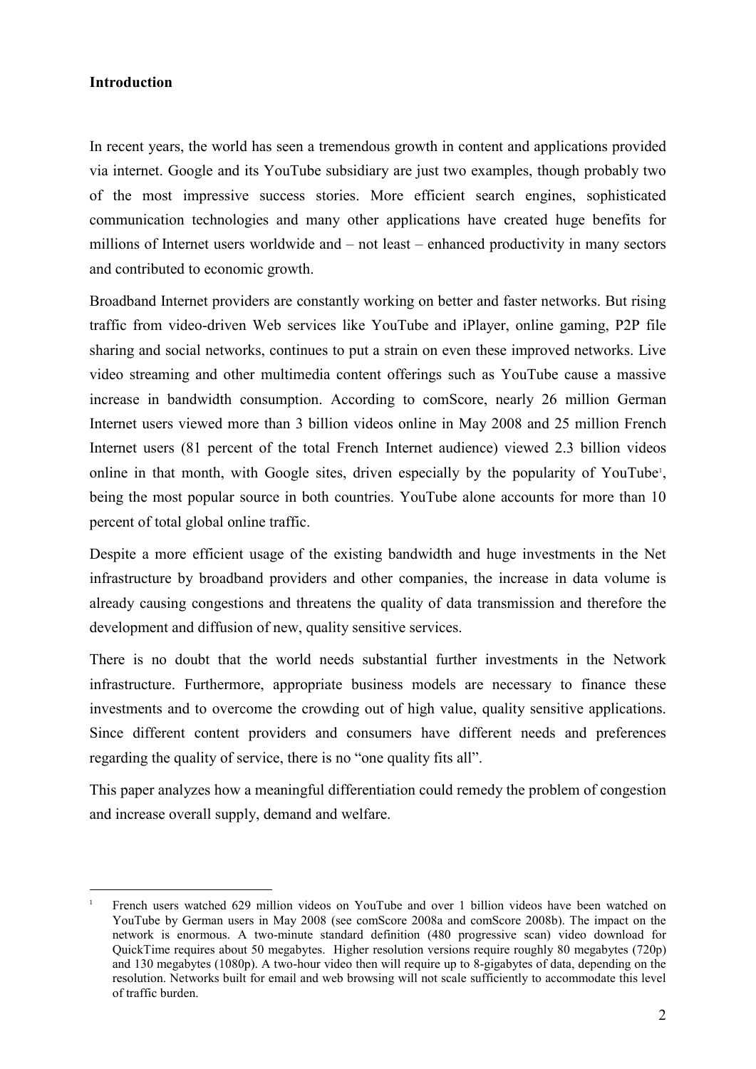**Introduction**

In recent years, the world has seen a tremendous growth in content and applications provided via internet. Google and its YouTube subsidiary are just two examples, though probably two of the most impressive success stories. More efficient search engines, sophisticated communication technologies and many other applications have created huge benefits for millions of Internet users worldwide and – not least – enhanced productivity in many sectors and contributed to economic growth.

Broadband Internet providers are constantly working on better and faster networks. But rising traffic from video-driven Web services like YouTube and iPlayer, online gaming, P2P file sharing and social networks, continues to put a strain on even these improved networks. Live video streaming and other multimedia content offerings such as YouTube cause a massive increase in bandwidth consumption. According to comScore, nearly 26 million German Internet users viewed more than 3 billion videos online in May 2008 and 25 million French Internet users (81 percent of the total French Internet audience) viewed 2.3 billion videos online in that month, with Google sites, driven especially by the popularity of YouTube[1], being the most popular source in both countries. YouTube alone accounts for more than 10 percent of total global online traffic.

Despite a more efficient usage of the existing bandwidth and huge investments in the Net infrastructure by broadband providers and other companies, the increase in data volume is already causing congestions and threatens the quality of data transmission and therefore the development and diffusion of new, quality sensitive services.

There is no doubt that the world needs substantial further investments in the Network infrastructure. Furthermore, appropriate business models are necessary to finance these investments and to overcome the crowding out of high value, quality sensitive applications. Since different content providers and consumers have different needs and preferences regarding the quality of service, there is no "one quality fits all".

This paper analyzes how a meaningful differentiation could remedy the problem of congestion and increase overall supply, demand and welfare.

---

[1] French users watched 629 million videos on YouTube and over 1 billion videos have been watched on YouTube by German users in May 2008 (see comScore 2008a and comScore 2008b). The impact on the network is enormous. A two-minute standard definition (480 progressive scan) video download for QuickTime requires about 50 megabytes. Higher resolution versions require roughly 80 megabytes (720p) and 130 megabytes (1080p). A two-hour video then will require up to 8-gigabytes of data, depending on the resolution. Networks built for email and web browsing will not scale sufficiently to accommodate this level of traffic burden.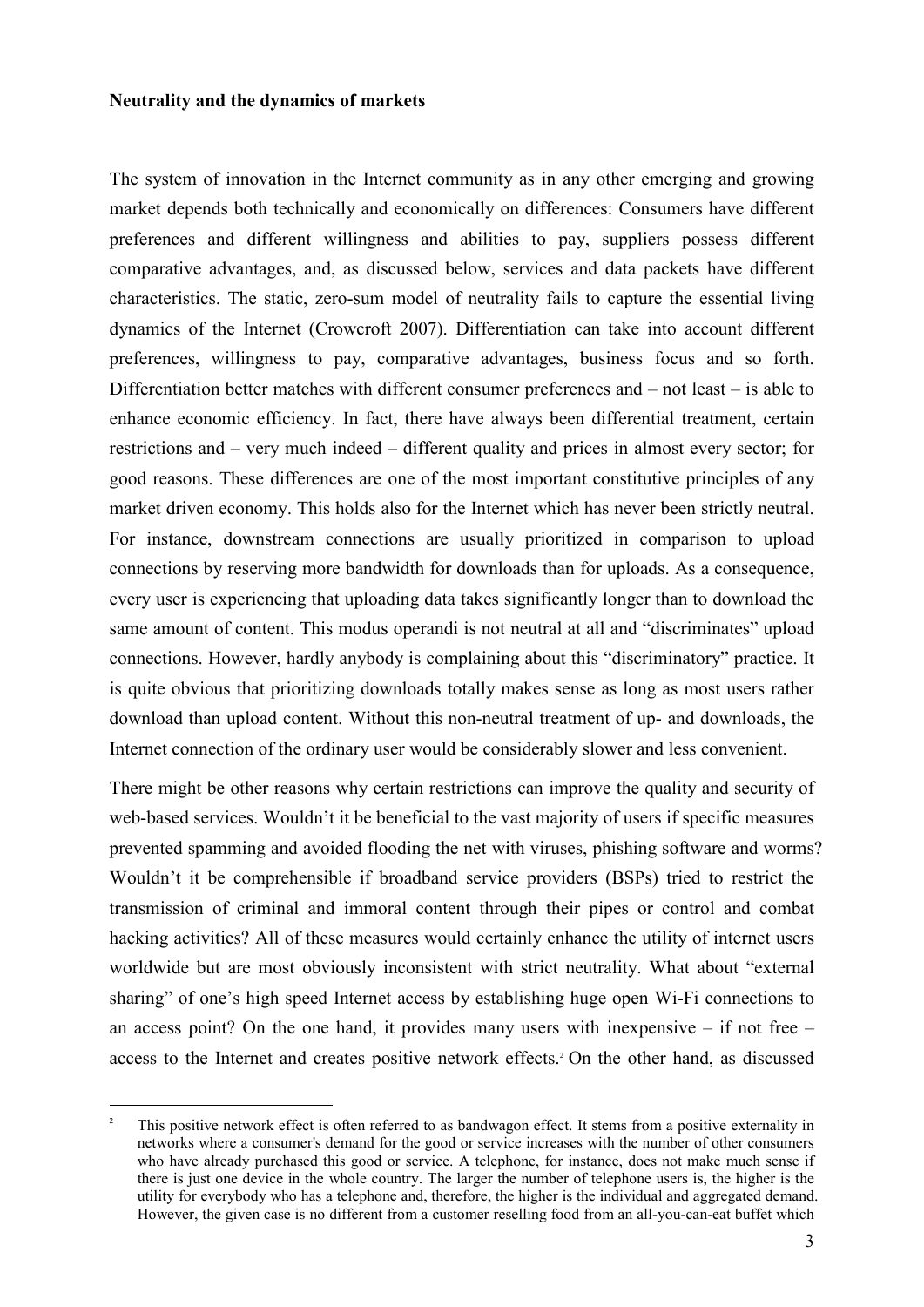**Neutrality and the dynamics of markets**

The system of innovation in the Internet community as in any other emerging and growing market depends both technically and economically on differences: Consumers have different preferences and different willingness and abilities to pay, suppliers possess different comparative advantages, and, as discussed below, services and data packets have different characteristics. The static, zero-sum model of neutrality fails to capture the essential living dynamics of the Internet (Crowcroft 2007). Differentiation can take into account different preferences, willingness to pay, comparative advantages, business focus and so forth. Differentiation better matches with different consumer preferences and – not least – is able to enhance economic efficiency. In fact, there have always been differential treatment, certain restrictions and – very much indeed – different quality and prices in almost every sector; for good reasons. These differences are one of the most important constitutive principles of any market driven economy. This holds also for the Internet which has never been strictly neutral. For instance, downstream connections are usually prioritized in comparison to upload connections by reserving more bandwidth for downloads than for uploads. As a consequence, every user is experiencing that uploading data takes significantly longer than to download the same amount of content. This modus operandi is not neutral at all and "discriminates" upload connections. However, hardly anybody is complaining about this "discriminatory" practice. It is quite obvious that prioritizing downloads totally makes sense as long as most users rather download than upload content. Without this non-neutral treatment of up- and downloads, the Internet connection of the ordinary user would be considerably slower and less convenient.

There might be other reasons why certain restrictions can improve the quality and security of web-based services. Wouldn't it be beneficial to the vast majority of users if specific measures prevented spamming and avoided flooding the net with viruses, phishing software and worms? Wouldn't it be comprehensible if broadband service providers (BSPs) tried to restrict the transmission of criminal and immoral content through their pipes or control and combat hacking activities? All of these measures would certainly enhance the utility of internet users worldwide but are most obviously inconsistent with strict neutrality. What about "external sharing" of one's high speed Internet access by establishing huge open Wi-Fi connections to an access point? On the one hand, it provides many users with inexpensive – if not free – access to the Internet and creates positive network effects.[2] On the other hand, as discussed

[2] This positive network effect is often referred to as bandwagon effect. It stems from a positive externality in networks where a consumer's demand for the good or service increases with the number of other consumers who have already purchased this good or service. A telephone, for instance, does not make much sense if there is just one device in the whole country. The larger the number of telephone users is, the higher is the utility for everybody who has a telephone and, therefore, the higher is the individual and aggregated demand. However, the given case is no different from a customer reselling food from an all-you-can-eat buffet which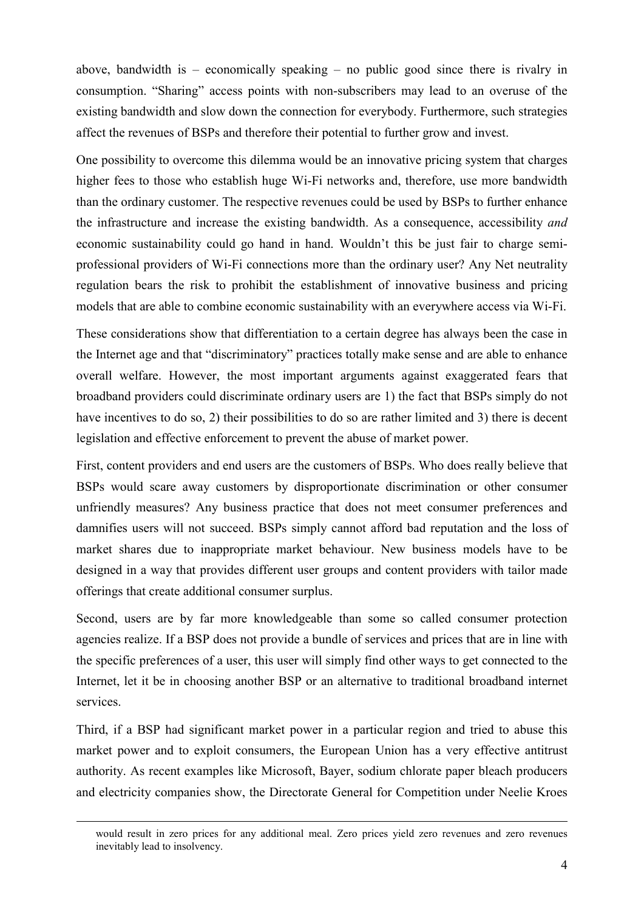above, bandwidth is – economically speaking – no public good since there is rivalry in consumption. "Sharing" access points with non-subscribers may lead to an overuse of the existing bandwidth and slow down the connection for everybody. Furthermore, such strategies affect the revenues of BSPs and therefore their potential to further grow and invest.

One possibility to overcome this dilemma would be an innovative pricing system that charges higher fees to those who establish huge Wi-Fi networks and, therefore, use more bandwidth than the ordinary customer. The respective revenues could be used by BSPs to further enhance the infrastructure and increase the existing bandwidth. As a consequence, accessibility *and* economic sustainability could go hand in hand. Wouldn't this be just fair to charge semi-professional providers of Wi-Fi connections more than the ordinary user? Any Net neutrality regulation bears the risk to prohibit the establishment of innovative business and pricing models that are able to combine economic sustainability with an everywhere access via Wi-Fi.

These considerations show that differentiation to a certain degree has always been the case in the Internet age and that "discriminatory" practices totally make sense and are able to enhance overall welfare. However, the most important arguments against exaggerated fears that broadband providers could discriminate ordinary users are 1) the fact that BSPs simply do not have incentives to do so, 2) their possibilities to do so are rather limited and 3) there is decent legislation and effective enforcement to prevent the abuse of market power.

First, content providers and end users are the customers of BSPs. Who does really believe that BSPs would scare away customers by disproportionate discrimination or other consumer unfriendly measures? Any business practice that does not meet consumer preferences and damnifies users will not succeed. BSPs simply cannot afford bad reputation and the loss of market shares due to inappropriate market behaviour. New business models have to be designed in a way that provides different user groups and content providers with tailor made offerings that create additional consumer surplus.

Second, users are by far more knowledgeable than some so called consumer protection agencies realize. If a BSP does not provide a bundle of services and prices that are in line with the specific preferences of a user, this user will simply find other ways to get connected to the Internet, let it be in choosing another BSP or an alternative to traditional broadband internet services.

Third, if a BSP had significant market power in a particular region and tried to abuse this market power and to exploit consumers, the European Union has a very effective antitrust authority. As recent examples like Microsoft, Bayer, sodium chlorate paper bleach producers and electricity companies show, the Directorate General for Competition under Neelie Kroes

---

would result in zero prices for any additional meal. Zero prices yield zero revenues and zero revenues inevitably lead to insolvency.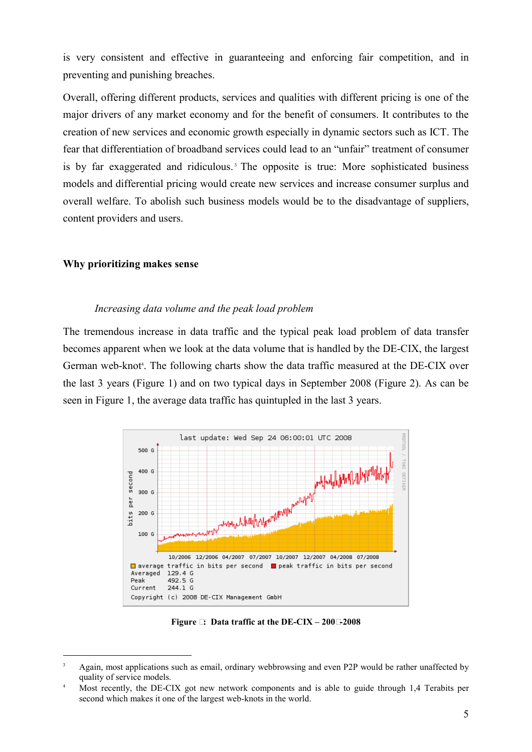is very consistent and effective in guaranteeing and enforcing fair competition, and in preventing and punishing breaches.

Overall, offering different products, services and qualities with different pricing is one of the major drivers of any market economy and for the benefit of consumers. It contributes to the creation of new services and economic growth especially in dynamic sectors such as ICT. The fear that differentiation of broadband services could lead to an "unfair" treatment of consumer is by far exaggerated and ridiculous.[3] The opposite is true: More sophisticated business models and differential pricing would create new services and increase consumer surplus and overall welfare. To abolish such business models would be to the disadvantage of suppliers, content providers and users.

## Why prioritizing makes sense

### *Increasing data volume and the peak load problem*

The tremendous increase in data traffic and the typical peak load problem of data transfer becomes apparent when we look at the data volume that is handled by the DE-CIX, the largest German web-knot[4]. The following charts show the data traffic measured at the DE-CIX over the last 3 years (Figure 1) and on two typical days in September 2008 (Figure 2). As can be seen in Figure 1, the average data traffic has quintupled in the last 3 years.

**Figure : Data traffic at the DE-CIX – 200-2008**

---

[3] Again, most applications such as email, ordinary webbrowsing and even P2P would be rather unaffected by quality of service models.

[4] Most recently, the DE-CIX got new network components and is able to guide through 1,4 Terabits per second which makes it one of the largest web-knots in the world.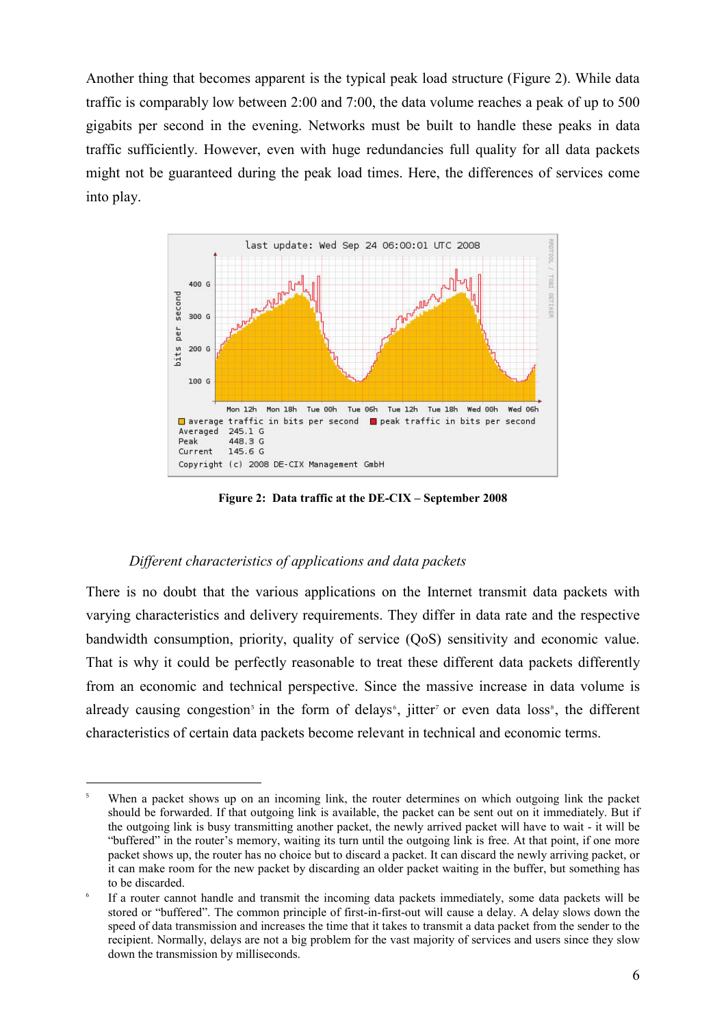Another thing that becomes apparent is the typical peak load structure (Figure 2). While data traffic is comparably low between 2:00 and 7:00, the data volume reaches a peak of up to 500 gigabits per second in the evening. Networks must be built to handle these peaks in data traffic sufficiently. However, even with huge redundancies full quality for all data packets might not be guaranteed during the peak load times. Here, the differences of services come into play.

**Figure 2: Data traffic at the DE-CIX – September 2008**

*Different characteristics of applications and data packets*

There is no doubt that the various applications on the Internet transmit data packets with varying characteristics and delivery requirements. They differ in data rate and the respective bandwidth consumption, priority, quality of service (QoS) sensitivity and economic value. That is why it could be perfectly reasonable to treat these different data packets differently from an economic and technical perspective. Since the massive increase in data volume is already causing congestion[5] in the form of delays[6], jitter[7] or even data loss[8], the different characteristics of certain data packets become relevant in technical and economic terms.

---

[5] When a packet shows up on an incoming link, the router determines on which outgoing link the packet should be forwarded. If that outgoing link is available, the packet can be sent out on it immediately. But if the outgoing link is busy transmitting another packet, the newly arrived packet will have to wait - it will be "buffered" in the router's memory, waiting its turn until the outgoing link is free. At that point, if one more packet shows up, the router has no choice but to discard a packet. It can discard the newly arriving packet, or it can make room for the new packet by discarding an older packet waiting in the buffer, but something has to be discarded.

[6] If a router cannot handle and transmit the incoming data packets immediately, some data packets will be stored or "buffered". The common principle of first-in-first-out will cause a delay. A delay slows down the speed of data transmission and increases the time that it takes to transmit a data packet from the sender to the recipient. Normally, delays are not a big problem for the vast majority of services and users since they slow down the transmission by milliseconds.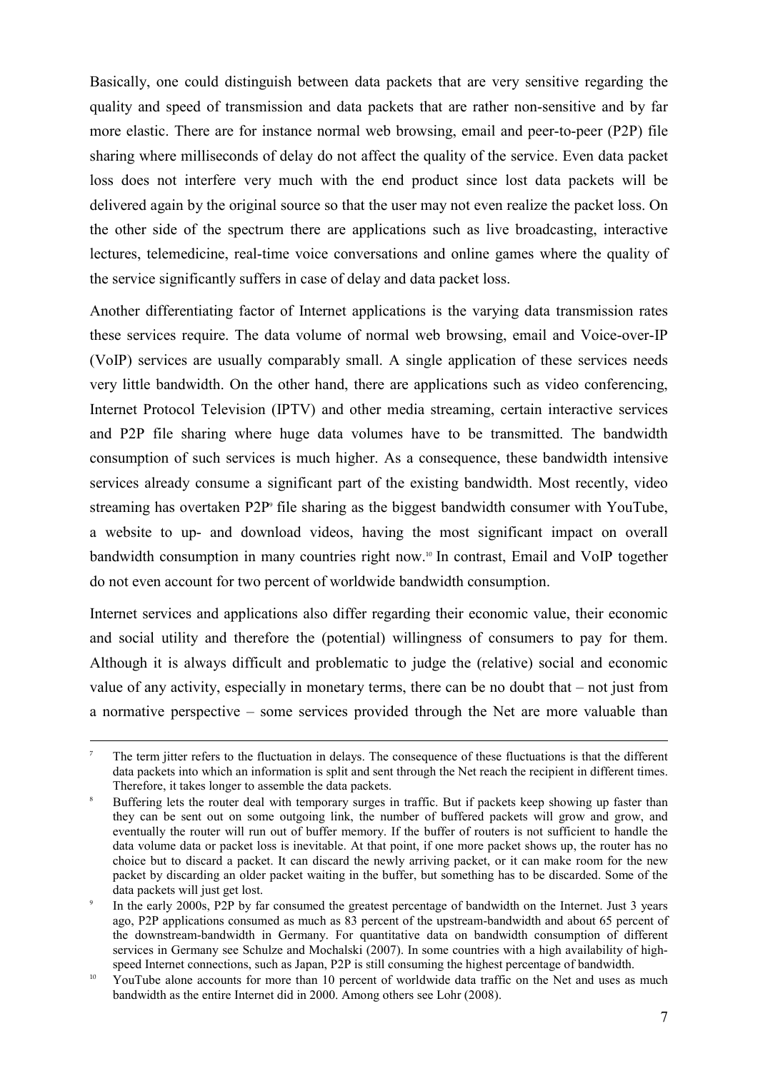Basically, one could distinguish between data packets that are very sensitive regarding the quality and speed of transmission and data packets that are rather non-sensitive and by far more elastic. There are for instance normal web browsing, email and peer-to-peer (P2P) file sharing where milliseconds of delay do not affect the quality of the service. Even data packet loss does not interfere very much with the end product since lost data packets will be delivered again by the original source so that the user may not even realize the packet loss. On the other side of the spectrum there are applications such as live broadcasting, interactive lectures, telemedicine, real-time voice conversations and online games where the quality of the service significantly suffers in case of delay and data packet loss.

Another differentiating factor of Internet applications is the varying data transmission rates these services require. The data volume of normal web browsing, email and Voice-over-IP (VoIP) services are usually comparably small. A single application of these services needs very little bandwidth. On the other hand, there are applications such as video conferencing, Internet Protocol Television (IPTV) and other media streaming, certain interactive services and P2P file sharing where huge data volumes have to be transmitted. The bandwidth consumption of such services is much higher. As a consequence, these bandwidth intensive services already consume a significant part of the existing bandwidth. Most recently, video streaming has overtaken P2P[9] file sharing as the biggest bandwidth consumer with YouTube, a website to up- and download videos, having the most significant impact on overall bandwidth consumption in many countries right now.[10] In contrast, Email and VoIP together do not even account for two percent of worldwide bandwidth consumption.

Internet services and applications also differ regarding their economic value, their economic and social utility and therefore the (potential) willingness of consumers to pay for them. Although it is always difficult and problematic to judge the (relative) social and economic value of any activity, especially in monetary terms, there can be no doubt that – not just from a normative perspective – some services provided through the Net are more valuable than

---

[7] The term jitter refers to the fluctuation in delays. The consequence of these fluctuations is that the different data packets into which an information is split and sent through the Net reach the recipient in different times. Therefore, it takes longer to assemble the data packets.

[8] Buffering lets the router deal with temporary surges in traffic. But if packets keep showing up faster than they can be sent out on some outgoing link, the number of buffered packets will grow and grow, and eventually the router will run out of buffer memory. If the buffer of routers is not sufficient to handle the data volume data or packet loss is inevitable. At that point, if one more packet shows up, the router has no choice but to discard a packet. It can discard the newly arriving packet, or it can make room for the new packet by discarding an older packet waiting in the buffer, but something has to be discarded. Some of the data packets will just get lost.

[9] In the early 2000s, P2P by far consumed the greatest percentage of bandwidth on the Internet. Just 3 years ago, P2P applications consumed as much as 83 percent of the upstream-bandwidth and about 65 percent of the downstream-bandwidth in Germany. For quantitative data on bandwidth consumption of different services in Germany see Schulze and Mochalski (2007). In some countries with a high availability of high-speed Internet connections, such as Japan, P2P is still consuming the highest percentage of bandwidth.

[10] YouTube alone accounts for more than 10 percent of worldwide data traffic on the Net and uses as much bandwidth as the entire Internet did in 2000. Among others see Lohr (2008).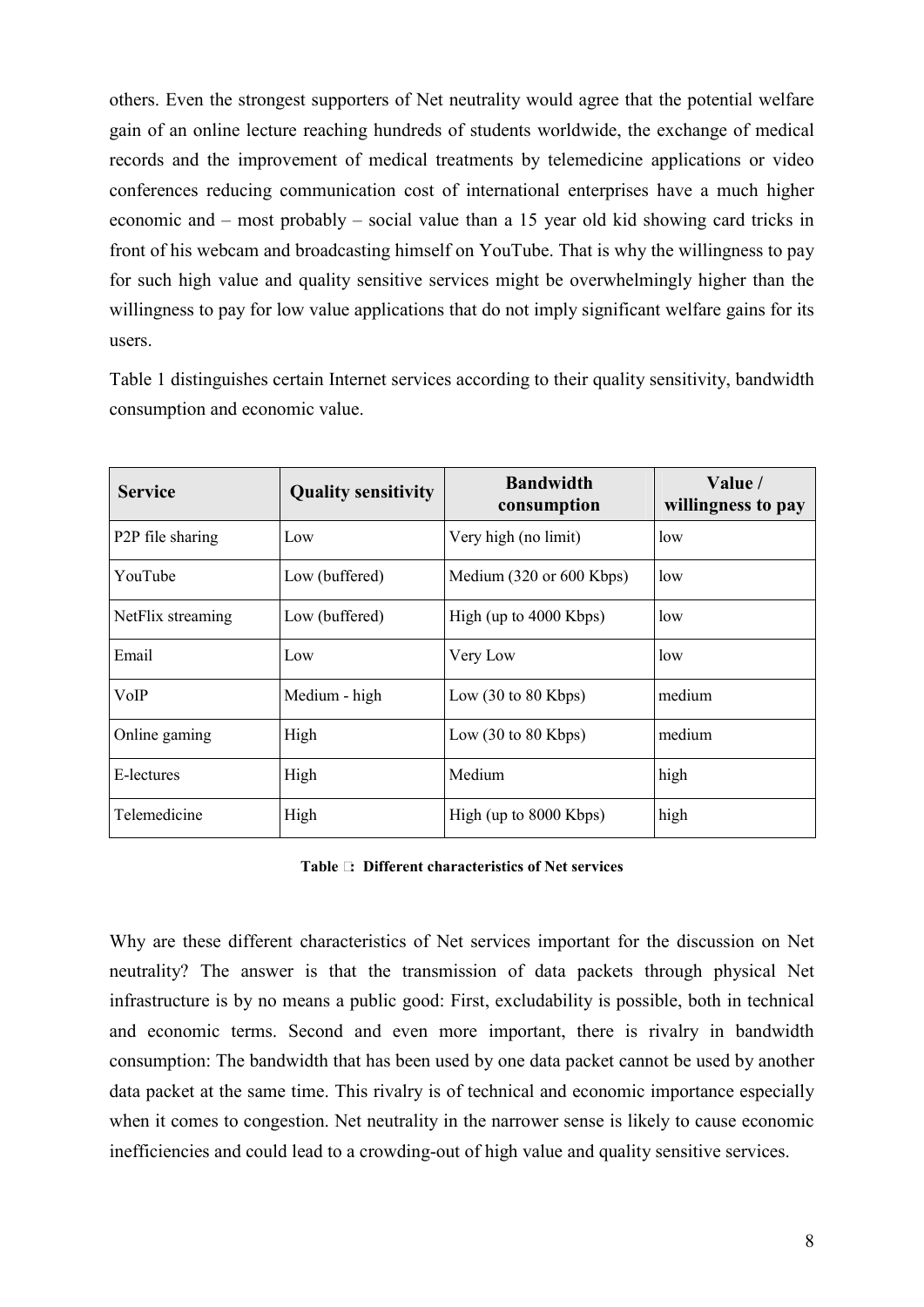others. Even the strongest supporters of Net neutrality would agree that the potential welfare gain of an online lecture reaching hundreds of students worldwide, the exchange of medical records and the improvement of medical treatments by telemedicine applications or video conferences reducing communication cost of international enterprises have a much higher economic and – most probably – social value than a 15 year old kid showing card tricks in front of his webcam and broadcasting himself on YouTube. That is why the willingness to pay for such high value and quality sensitive services might be overwhelmingly higher than the willingness to pay for low value applications that do not imply significant welfare gains for its users.

Table 1 distinguishes certain Internet services according to their quality sensitivity, bandwidth consumption and economic value.

| Service | Quality sensitivity | Bandwidth consumption | Value / willingness to pay |
|---|---|---|---|
| P2P file sharing | Low | Very high (no limit) | low |
| YouTube | Low (buffered) | Medium (320 or 600 Kbps) | low |
| NetFlix streaming | Low (buffered) | High (up to 4000 Kbps) | low |
| Email | Low | Very Low | low |
| VoIP | Medium - high | Low (30 to 80 Kbps) | medium |
| Online gaming | High | Low (30 to 80 Kbps) | medium |
| E-lectures | High | Medium | high |
| Telemedicine | High | High (up to 8000 Kbps) | high |

**Table : Different characteristics of Net services**

Why are these different characteristics of Net services important for the discussion on Net neutrality? The answer is that the transmission of data packets through physical Net infrastructure is by no means a public good: First, excludability is possible, both in technical and economic terms. Second and even more important, there is rivalry in bandwidth consumption: The bandwidth that has been used by one data packet cannot be used by another data packet at the same time. This rivalry is of technical and economic importance especially when it comes to congestion. Net neutrality in the narrower sense is likely to cause economic inefficiencies and could lead to a crowding-out of high value and quality sensitive services.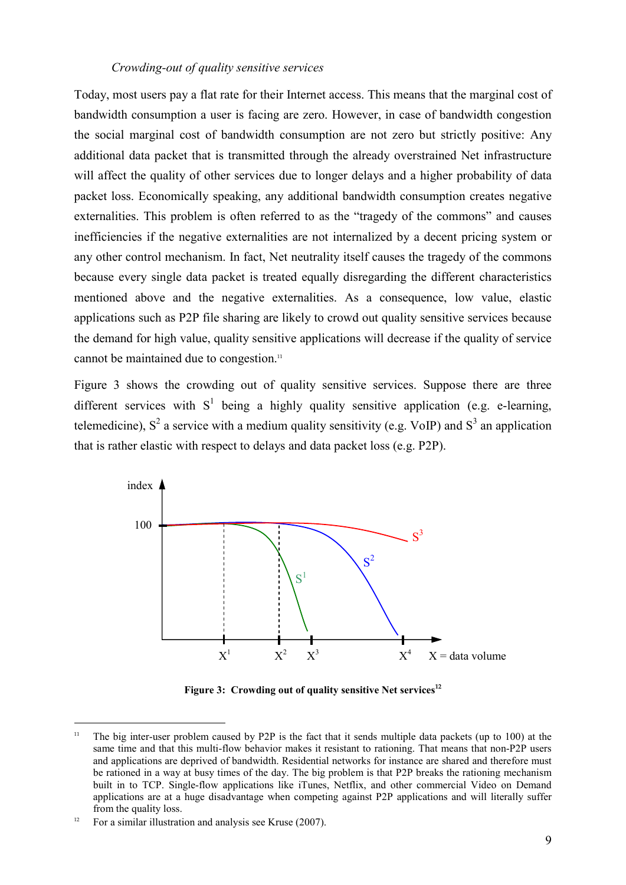*Crowding-out of quality sensitive services*

Today, most users pay a flat rate for their Internet access. This means that the marginal cost of bandwidth consumption a user is facing are zero. However, in case of bandwidth congestion the social marginal cost of bandwidth consumption are not zero but strictly positive: Any additional data packet that is transmitted through the already overstrained Net infrastructure will affect the quality of other services due to longer delays and a higher probability of data packet loss. Economically speaking, any additional bandwidth consumption creates negative externalities. This problem is often referred to as the "tragedy of the commons" and causes inefficiencies if the negative externalities are not internalized by a decent pricing system or any other control mechanism. In fact, Net neutrality itself causes the tragedy of the commons because every single data packet is treated equally disregarding the different characteristics mentioned above and the negative externalities. As a consequence, low value, elastic applications such as P2P file sharing are likely to crowd out quality sensitive services because the demand for high value, quality sensitive applications will decrease if the quality of service cannot be maintained due to congestion.[11]

Figure 3 shows the crowding out of quality sensitive services. Suppose there are three different services with $S^1$ being a highly quality sensitive application (e.g. e-learning, telemedicine), $S^2$ a service with a medium quality sensitivity (e.g. VoIP) and $S^3$ an application that is rather elastic with respect to delays and data packet loss (e.g. P2P).

**Figure 3: Crowding out of quality sensitive Net services**[12]

---

[11] The big inter-user problem caused by P2P is the fact that it sends multiple data packets (up to 100) at the same time and that this multi-flow behavior makes it resistant to rationing. That means that non-P2P users and applications are deprived of bandwidth. Residential networks for instance are shared and therefore must be rationed in a way at busy times of the day. The big problem is that P2P breaks the rationing mechanism built in to TCP. Single-flow applications like iTunes, Netflix, and other commercial Video on Demand applications are at a huge disadvantage when competing against P2P applications and will literally suffer from the quality loss.

[12] For a similar illustration and analysis see Kruse (2007).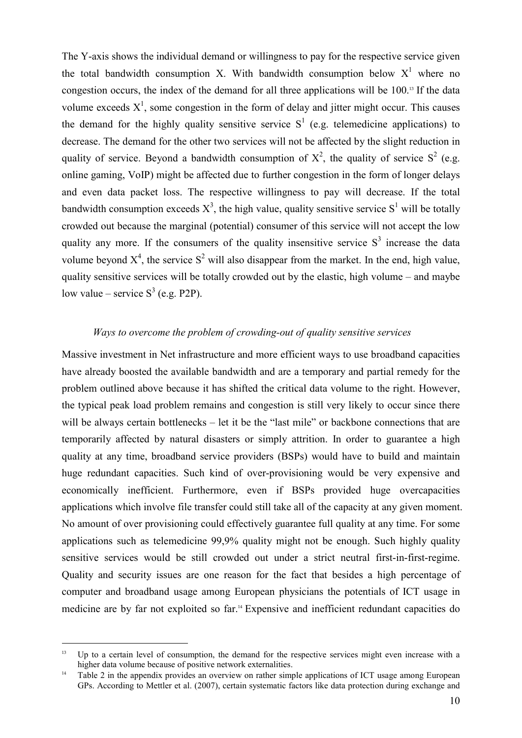The Y-axis shows the individual demand or willingness to pay for the respective service given the total bandwidth consumption X. With bandwidth consumption below $X^1$ where no congestion occurs, the index of the demand for all three applications will be 100.[13] If the data volume exceeds $X^1$, some congestion in the form of delay and jitter might occur. This causes the demand for the highly quality sensitive service $S^1$ (e.g. telemedicine applications) to decrease. The demand for the other two services will not be affected by the slight reduction in quality of service. Beyond a bandwidth consumption of $X^2$, the quality of service $S^2$ (e.g. online gaming, VoIP) might be affected due to further congestion in the form of longer delays and even data packet loss. The respective willingness to pay will decrease. If the total bandwidth consumption exceeds $X^3$, the high value, quality sensitive service $S^1$ will be totally crowded out because the marginal (potential) consumer of this service will not accept the low quality any more. If the consumers of the quality insensitive service $S^3$ increase the data volume beyond $X^4$, the service $S^2$ will also disappear from the market. In the end, high value, quality sensitive services will be totally crowded out by the elastic, high volume – and maybe low value – service $S^3$ (e.g. P2P).

*Ways to overcome the problem of crowding-out of quality sensitive services*

Massive investment in Net infrastructure and more efficient ways to use broadband capacities have already boosted the available bandwidth and are a temporary and partial remedy for the problem outlined above because it has shifted the critical data volume to the right. However, the typical peak load problem remains and congestion is still very likely to occur since there will be always certain bottlenecks – let it be the "last mile" or backbone connections that are temporarily affected by natural disasters or simply attrition. In order to guarantee a high quality at any time, broadband service providers (BSPs) would have to build and maintain huge redundant capacities. Such kind of over-provisioning would be very expensive and economically inefficient. Furthermore, even if BSPs provided huge overcapacities applications which involve file transfer could still take all of the capacity at any given moment. No amount of over provisioning could effectively guarantee full quality at any time. For some applications such as telemedicine 99,9% quality might not be enough. Such highly quality sensitive services would be still crowded out under a strict neutral first-in-first-regime. Quality and security issues are one reason for the fact that besides a high percentage of computer and broadband usage among European physicians the potentials of ICT usage in medicine are by far not exploited so far.[14] Expensive and inefficient redundant capacities do

[13] Up to a certain level of consumption, the demand for the respective services might even increase with a higher data volume because of positive network externalities.

[14] Table 2 in the appendix provides an overview on rather simple applications of ICT usage among European GPs. According to Mettler et al. (2007), certain systematic factors like data protection during exchange and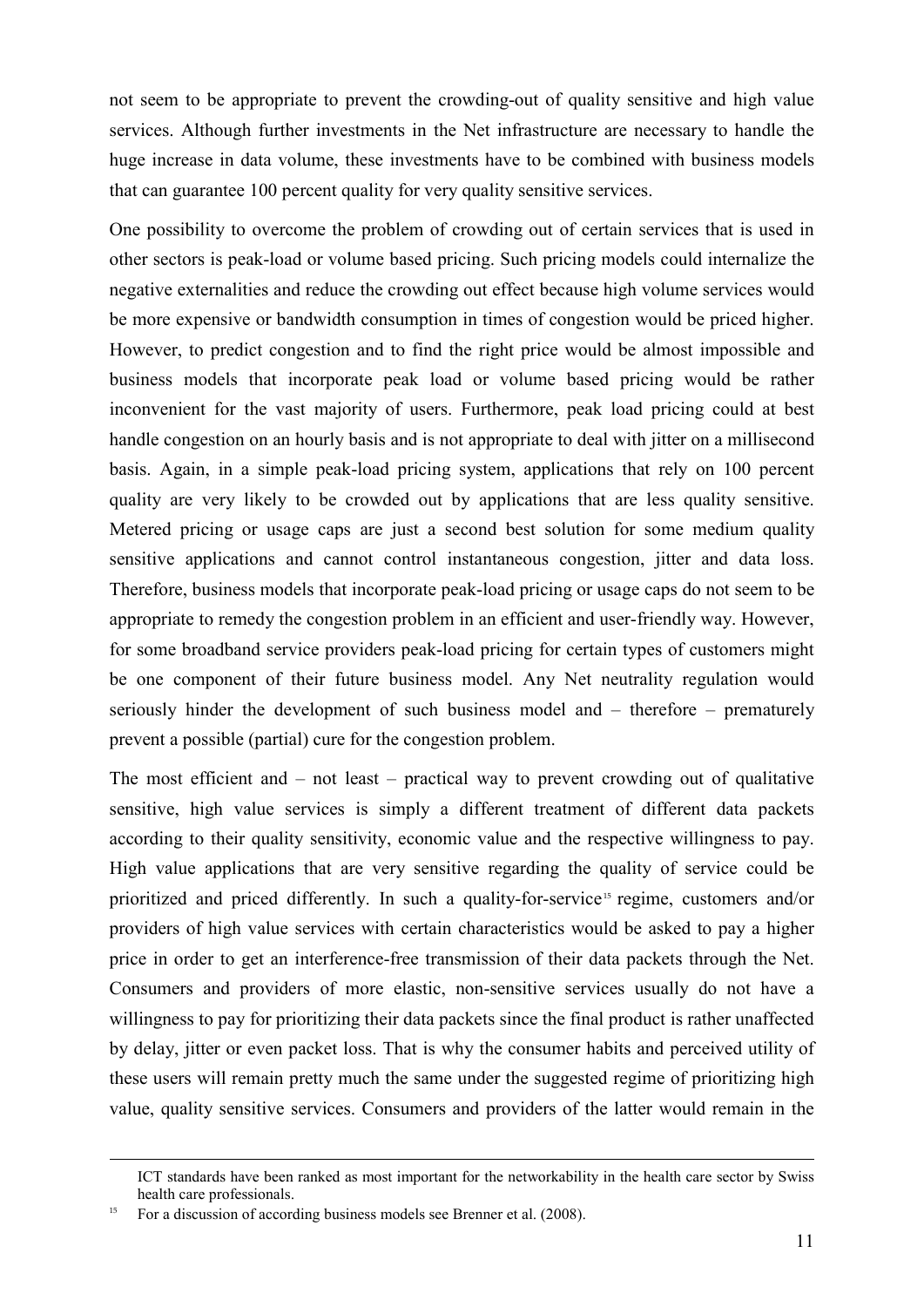not seem to be appropriate to prevent the crowding-out of quality sensitive and high value services. Although further investments in the Net infrastructure are necessary to handle the huge increase in data volume, these investments have to be combined with business models that can guarantee 100 percent quality for very quality sensitive services.

One possibility to overcome the problem of crowding out of certain services that is used in other sectors is peak-load or volume based pricing. Such pricing models could internalize the negative externalities and reduce the crowding out effect because high volume services would be more expensive or bandwidth consumption in times of congestion would be priced higher. However, to predict congestion and to find the right price would be almost impossible and business models that incorporate peak load or volume based pricing would be rather inconvenient for the vast majority of users. Furthermore, peak load pricing could at best handle congestion on an hourly basis and is not appropriate to deal with jitter on a millisecond basis. Again, in a simple peak-load pricing system, applications that rely on 100 percent quality are very likely to be crowded out by applications that are less quality sensitive. Metered pricing or usage caps are just a second best solution for some medium quality sensitive applications and cannot control instantaneous congestion, jitter and data loss. Therefore, business models that incorporate peak-load pricing or usage caps do not seem to be appropriate to remedy the congestion problem in an efficient and user-friendly way. However, for some broadband service providers peak-load pricing for certain types of customers might be one component of their future business model. Any Net neutrality regulation would seriously hinder the development of such business model and – therefore – prematurely prevent a possible (partial) cure for the congestion problem.

The most efficient and – not least – practical way to prevent crowding out of qualitative sensitive, high value services is simply a different treatment of different data packets according to their quality sensitivity, economic value and the respective willingness to pay. High value applications that are very sensitive regarding the quality of service could be prioritized and priced differently. In such a quality-for-service[15] regime, customers and/or providers of high value services with certain characteristics would be asked to pay a higher price in order to get an interference-free transmission of their data packets through the Net. Consumers and providers of more elastic, non-sensitive services usually do not have a willingness to pay for prioritizing their data packets since the final product is rather unaffected by delay, jitter or even packet loss. That is why the consumer habits and perceived utility of these users will remain pretty much the same under the suggested regime of prioritizing high value, quality sensitive services. Consumers and providers of the latter would remain in the

ICT standards have been ranked as most important for the networkability in the health care sector by Swiss health care professionals.

[15] For a discussion of according business models see Brenner et al. (2008).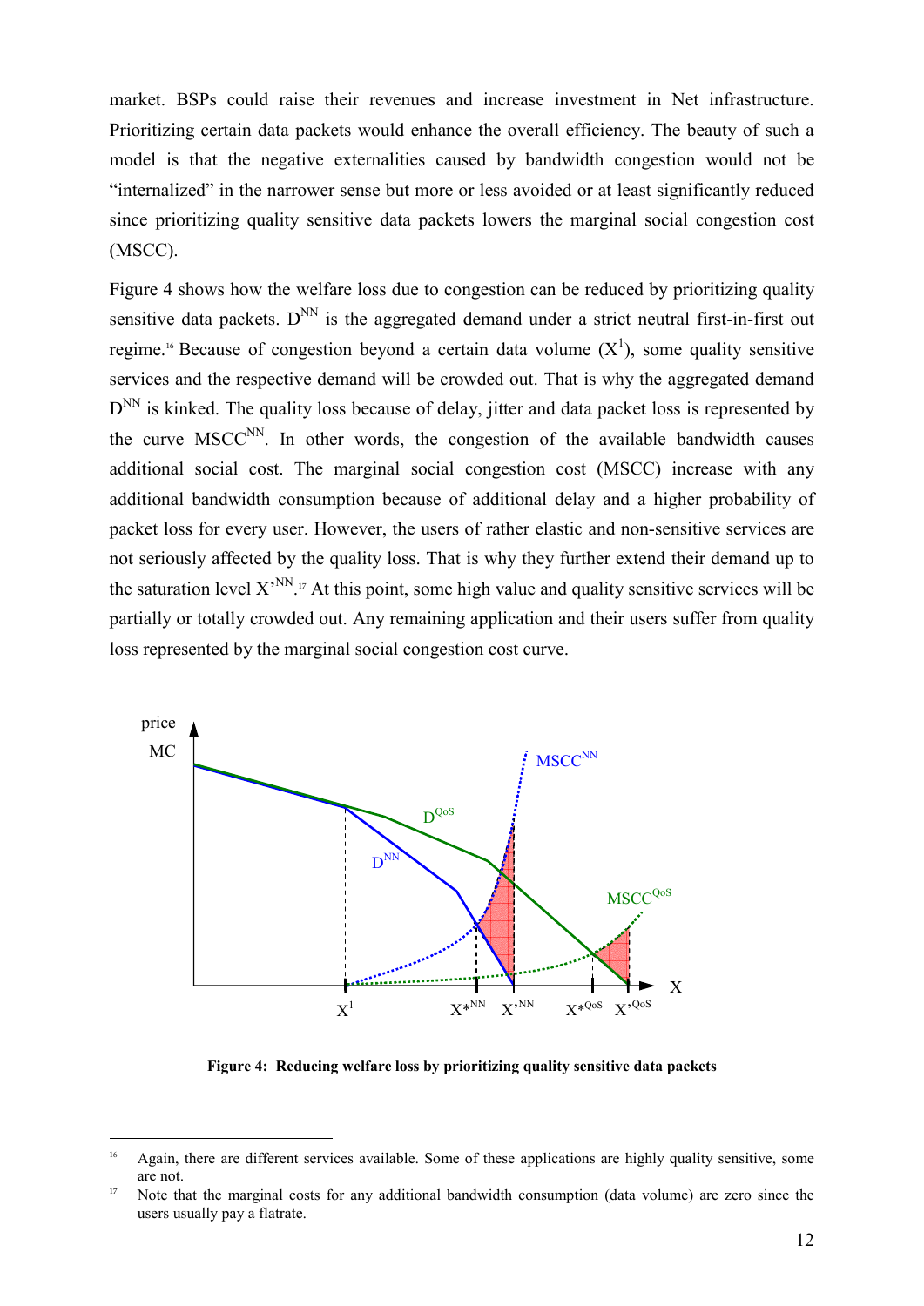market. BSPs could raise their revenues and increase investment in Net infrastructure. Prioritizing certain data packets would enhance the overall efficiency. The beauty of such a model is that the negative externalities caused by bandwidth congestion would not be "internalized" in the narrower sense but more or less avoided or at least significantly reduced since prioritizing quality sensitive data packets lowers the marginal social congestion cost (MSCC).

Figure 4 shows how the welfare loss due to congestion can be reduced by prioritizing quality sensitive data packets. $D^{NN}$ is the aggregated demand under a strict neutral first-in-first out regime.[16] Because of congestion beyond a certain data volume ($X^1$), some quality sensitive services and the respective demand will be crowded out. That is why the aggregated demand $D^{NN}$ is kinked. The quality loss because of delay, jitter and data packet loss is represented by the curve $MSCC^{NN}$. In other words, the congestion of the available bandwidth causes additional social cost. The marginal social congestion cost (MSCC) increase with any additional bandwidth consumption because of additional delay and a higher probability of packet loss for every user. However, the users of rather elastic and non-sensitive services are not seriously affected by the quality loss. That is why they further extend their demand up to the saturation level $X'^{NN}$.[17] At this point, some high value and quality sensitive services will be partially or totally crowded out. Any remaining application and their users suffer from quality loss represented by the marginal social congestion cost curve.

**Figure 4: Reducing welfare loss by prioritizing quality sensitive data packets**

---

[16] Again, there are different services available. Some of these applications are highly quality sensitive, some are not.

[17] Note that the marginal costs for any additional bandwidth consumption (data volume) are zero since the users usually pay a flatrate.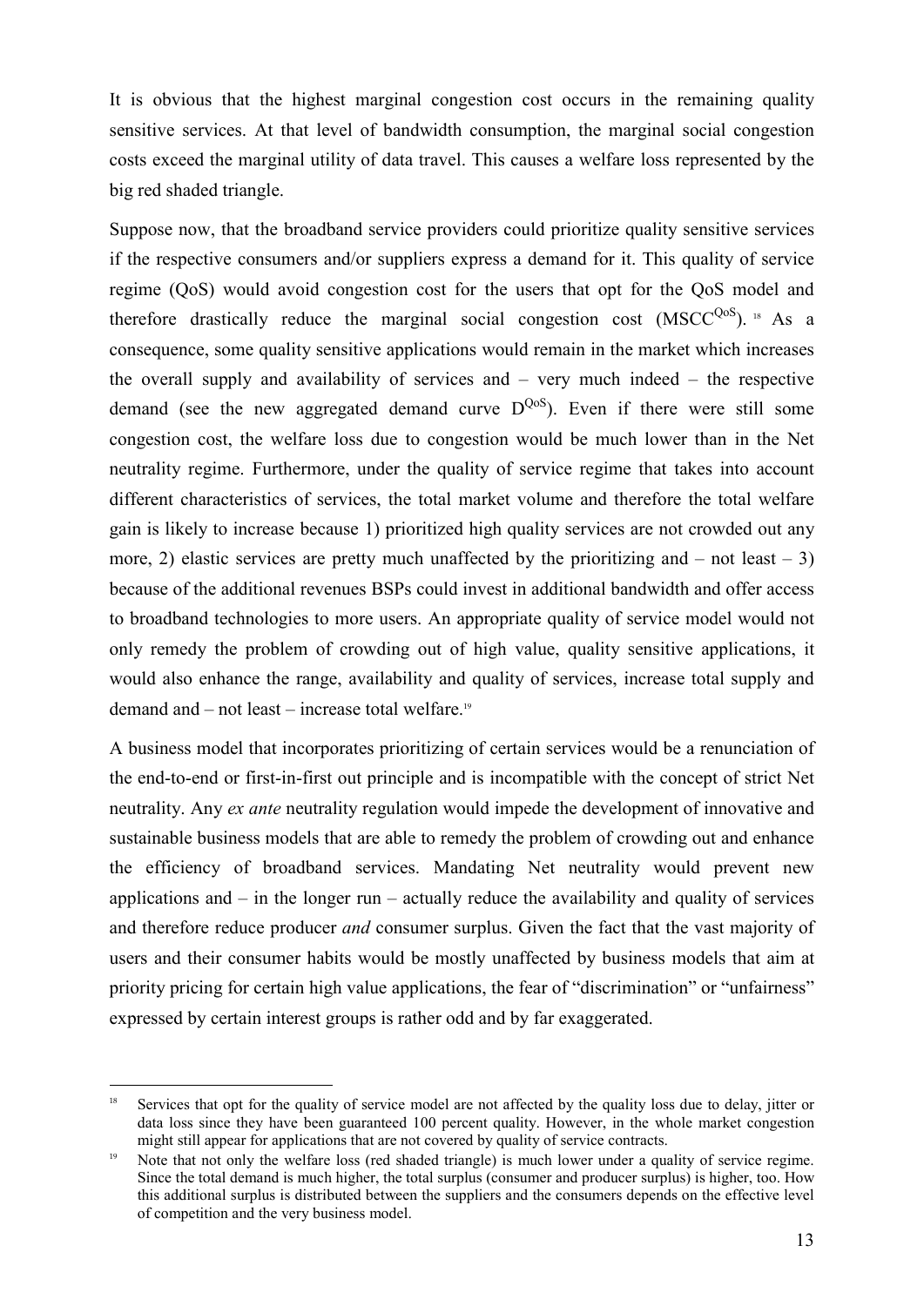It is obvious that the highest marginal congestion cost occurs in the remaining quality sensitive services. At that level of bandwidth consumption, the marginal social congestion costs exceed the marginal utility of data travel. This causes a welfare loss represented by the big red shaded triangle.

Suppose now, that the broadband service providers could prioritize quality sensitive services if the respective consumers and/or suppliers express a demand for it. This quality of service regime (QoS) would avoid congestion cost for the users that opt for the QoS model and therefore drastically reduce the marginal social congestion cost ($MSCC^{QoS}$).[18] As a consequence, some quality sensitive applications would remain in the market which increases the overall supply and availability of services and – very much indeed – the respective demand (see the new aggregated demand curve $D^{QoS}$). Even if there were still some congestion cost, the welfare loss due to congestion would be much lower than in the Net neutrality regime. Furthermore, under the quality of service regime that takes into account different characteristics of services, the total market volume and therefore the total welfare gain is likely to increase because 1) prioritized high quality services are not crowded out any more, 2) elastic services are pretty much unaffected by the prioritizing and – not least – 3) because of the additional revenues BSPs could invest in additional bandwidth and offer access to broadband technologies to more users. An appropriate quality of service model would not only remedy the problem of crowding out of high value, quality sensitive applications, it would also enhance the range, availability and quality of services, increase total supply and demand and – not least – increase total welfare.[19]

A business model that incorporates prioritizing of certain services would be a renunciation of the end-to-end or first-in-first out principle and is incompatible with the concept of strict Net neutrality. Any *ex ante* neutrality regulation would impede the development of innovative and sustainable business models that are able to remedy the problem of crowding out and enhance the efficiency of broadband services. Mandating Net neutrality would prevent new applications and – in the longer run – actually reduce the availability and quality of services and therefore reduce producer *and* consumer surplus. Given the fact that the vast majority of users and their consumer habits would be mostly unaffected by business models that aim at priority pricing for certain high value applications, the fear of "discrimination" or "unfairness" expressed by certain interest groups is rather odd and by far exaggerated.

---

[18] Services that opt for the quality of service model are not affected by the quality loss due to delay, jitter or data loss since they have been guaranteed 100 percent quality. However, in the whole market congestion might still appear for applications that are not covered by quality of service contracts.

[19] Note that not only the welfare loss (red shaded triangle) is much lower under a quality of service regime. Since the total demand is much higher, the total surplus (consumer and producer surplus) is higher, too. How this additional surplus is distributed between the suppliers and the consumers depends on the effective level of competition and the very business model.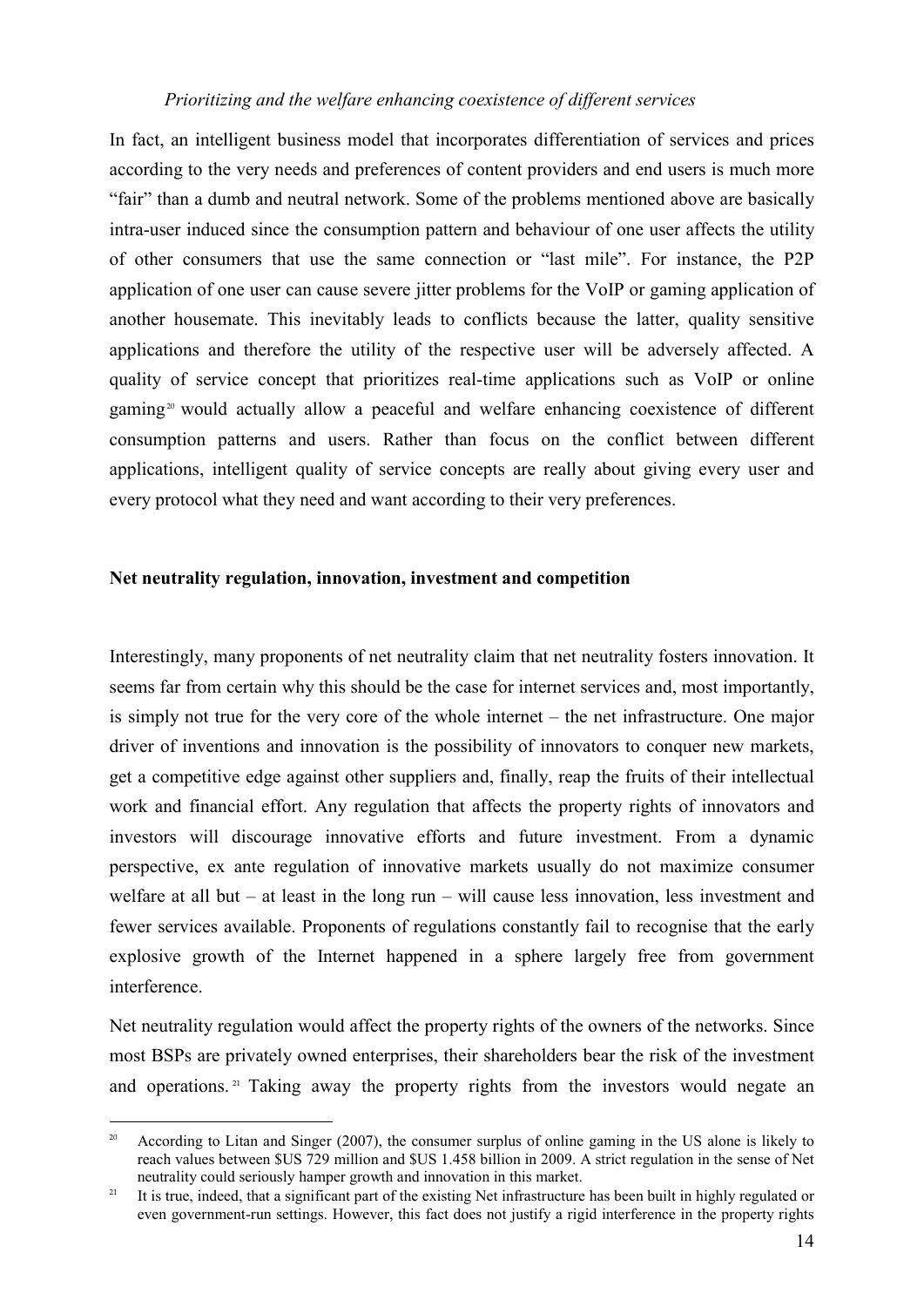*Prioritizing and the welfare enhancing coexistence of different services*

In fact, an intelligent business model that incorporates differentiation of services and prices according to the very needs and preferences of content providers and end users is much more "fair" than a dumb and neutral network. Some of the problems mentioned above are basically intra-user induced since the consumption pattern and behaviour of one user affects the utility of other consumers that use the same connection or "last mile". For instance, the P2P application of one user can cause severe jitter problems for the VoIP or gaming application of another housemate. This inevitably leads to conflicts because the latter, quality sensitive applications and therefore the utility of the respective user will be adversely affected. A quality of service concept that prioritizes real-time applications such as VoIP or online gaming[20] would actually allow a peaceful and welfare enhancing coexistence of different consumption patterns and users. Rather than focus on the conflict between different applications, intelligent quality of service concepts are really about giving every user and every protocol what they need and want according to their very preferences.

## Net neutrality regulation, innovation, investment and competition

Interestingly, many proponents of net neutrality claim that net neutrality fosters innovation. It seems far from certain why this should be the case for internet services and, most importantly, is simply not true for the very core of the whole internet – the net infrastructure. One major driver of inventions and innovation is the possibility of innovators to conquer new markets, get a competitive edge against other suppliers and, finally, reap the fruits of their intellectual work and financial effort. Any regulation that affects the property rights of innovators and investors will discourage innovative efforts and future investment. From a dynamic perspective, ex ante regulation of innovative markets usually do not maximize consumer welfare at all but – at least in the long run – will cause less innovation, less investment and fewer services available. Proponents of regulations constantly fail to recognise that the early explosive growth of the Internet happened in a sphere largely free from government interference.

Net neutrality regulation would affect the property rights of the owners of the networks. Since most BSPs are privately owned enterprises, their shareholders bear the risk of the investment and operations.[21] Taking away the property rights from the investors would negate an

---

[20] According to Litan and Singer (2007), the consumer surplus of online gaming in the US alone is likely to reach values between $US 729 million and $US 1.458 billion in 2009. A strict regulation in the sense of Net neutrality could seriously hamper growth and innovation in this market.

[21] It is true, indeed, that a significant part of the existing Net infrastructure has been built in highly regulated or even government-run settings. However, this fact does not justify a rigid interference in the property rights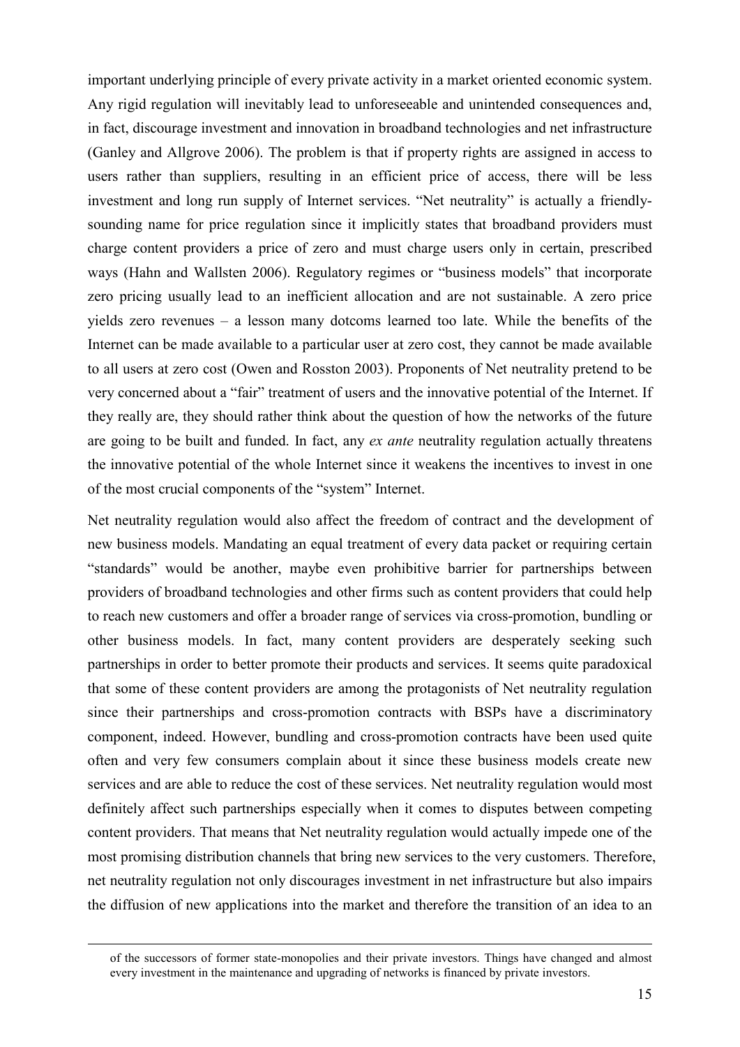important underlying principle of every private activity in a market oriented economic system. Any rigid regulation will inevitably lead to unforeseeable and unintended consequences and, in fact, discourage investment and innovation in broadband technologies and net infrastructure (Ganley and Allgrove 2006). The problem is that if property rights are assigned in access to users rather than suppliers, resulting in an efficient price of access, there will be less investment and long run supply of Internet services. "Net neutrality" is actually a friendly-sounding name for price regulation since it implicitly states that broadband providers must charge content providers a price of zero and must charge users only in certain, prescribed ways (Hahn and Wallsten 2006). Regulatory regimes or "business models" that incorporate zero pricing usually lead to an inefficient allocation and are not sustainable. A zero price yields zero revenues – a lesson many dotcoms learned too late. While the benefits of the Internet can be made available to a particular user at zero cost, they cannot be made available to all users at zero cost (Owen and Rosston 2003). Proponents of Net neutrality pretend to be very concerned about a "fair" treatment of users and the innovative potential of the Internet. If they really are, they should rather think about the question of how the networks of the future are going to be built and funded. In fact, any *ex ante* neutrality regulation actually threatens the innovative potential of the whole Internet since it weakens the incentives to invest in one of the most crucial components of the "system" Internet.

Net neutrality regulation would also affect the freedom of contract and the development of new business models. Mandating an equal treatment of every data packet or requiring certain "standards" would be another, maybe even prohibitive barrier for partnerships between providers of broadband technologies and other firms such as content providers that could help to reach new customers and offer a broader range of services via cross-promotion, bundling or other business models. In fact, many content providers are desperately seeking such partnerships in order to better promote their products and services. It seems quite paradoxical that some of these content providers are among the protagonists of Net neutrality regulation since their partnerships and cross-promotion contracts with BSPs have a discriminatory component, indeed. However, bundling and cross-promotion contracts have been used quite often and very few consumers complain about it since these business models create new services and are able to reduce the cost of these services. Net neutrality regulation would most definitely affect such partnerships especially when it comes to disputes between competing content providers. That means that Net neutrality regulation would actually impede one of the most promising distribution channels that bring new services to the very customers. Therefore, net neutrality regulation not only discourages investment in net infrastructure but also impairs the diffusion of new applications into the market and therefore the transition of an idea to an

of the successors of former state-monopolies and their private investors. Things have changed and almost every investment in the maintenance and upgrading of networks is financed by private investors.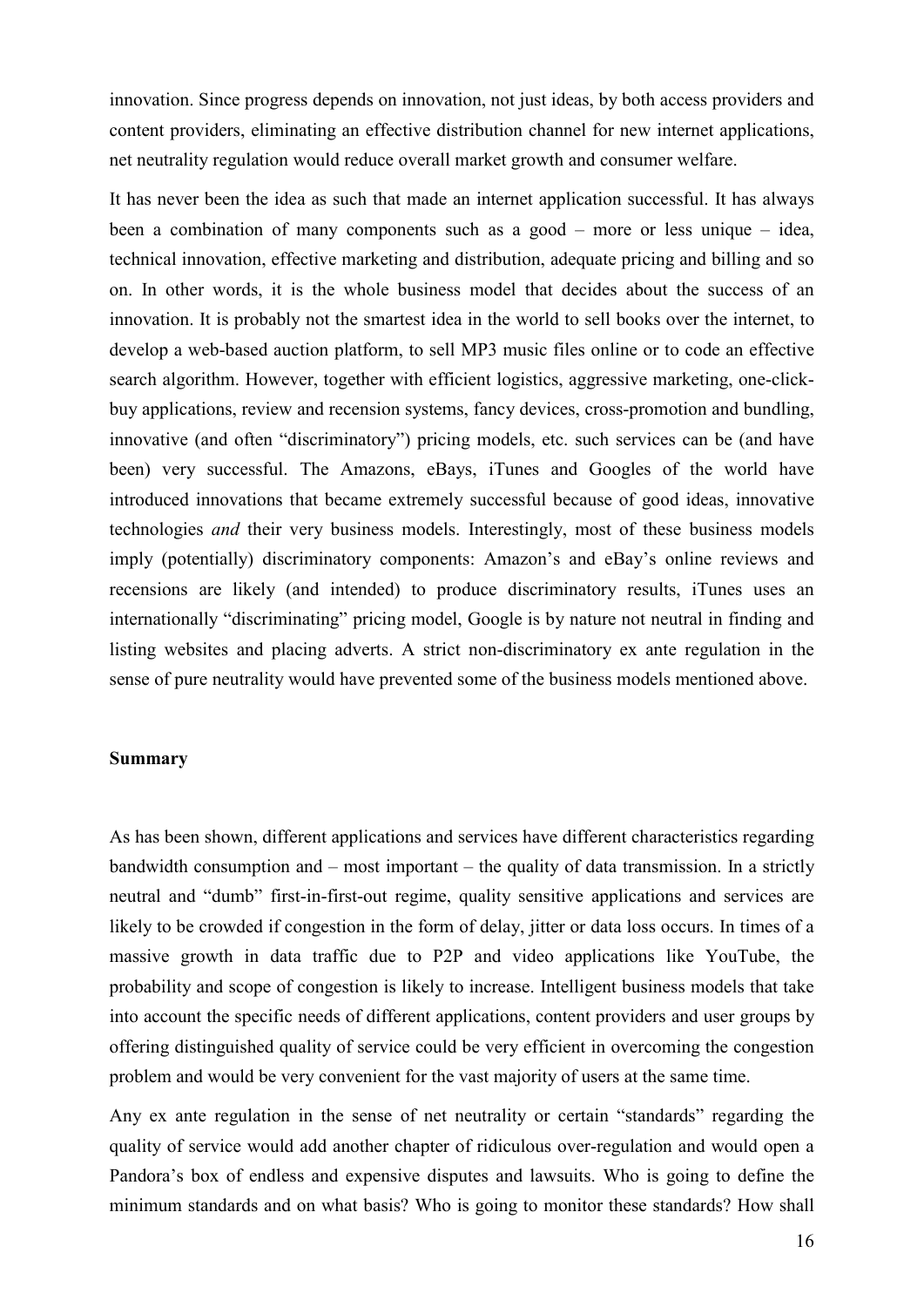innovation. Since progress depends on innovation, not just ideas, by both access providers and content providers, eliminating an effective distribution channel for new internet applications, net neutrality regulation would reduce overall market growth and consumer welfare.

It has never been the idea as such that made an internet application successful. It has always been a combination of many components such as a good – more or less unique – idea, technical innovation, effective marketing and distribution, adequate pricing and billing and so on. In other words, it is the whole business model that decides about the success of an innovation. It is probably not the smartest idea in the world to sell books over the internet, to develop a web-based auction platform, to sell MP3 music files online or to code an effective search algorithm. However, together with efficient logistics, aggressive marketing, one-click-buy applications, review and recension systems, fancy devices, cross-promotion and bundling, innovative (and often "discriminatory") pricing models, etc. such services can be (and have been) very successful. The Amazons, eBays, iTunes and Googles of the world have introduced innovations that became extremely successful because of good ideas, innovative technologies *and* their very business models. Interestingly, most of these business models imply (potentially) discriminatory components: Amazon's and eBay's online reviews and recensions are likely (and intended) to produce discriminatory results, iTunes uses an internationally "discriminating" pricing model, Google is by nature not neutral in finding and listing websites and placing adverts. A strict non-discriminatory ex ante regulation in the sense of pure neutrality would have prevented some of the business models mentioned above.

## Summary

As has been shown, different applications and services have different characteristics regarding bandwidth consumption and – most important – the quality of data transmission. In a strictly neutral and "dumb" first-in-first-out regime, quality sensitive applications and services are likely to be crowded if congestion in the form of delay, jitter or data loss occurs. In times of a massive growth in data traffic due to P2P and video applications like YouTube, the probability and scope of congestion is likely to increase. Intelligent business models that take into account the specific needs of different applications, content providers and user groups by offering distinguished quality of service could be very efficient in overcoming the congestion problem and would be very convenient for the vast majority of users at the same time.

Any ex ante regulation in the sense of net neutrality or certain "standards" regarding the quality of service would add another chapter of ridiculous over-regulation and would open a Pandora's box of endless and expensive disputes and lawsuits. Who is going to define the minimum standards and on what basis? Who is going to monitor these standards? How shall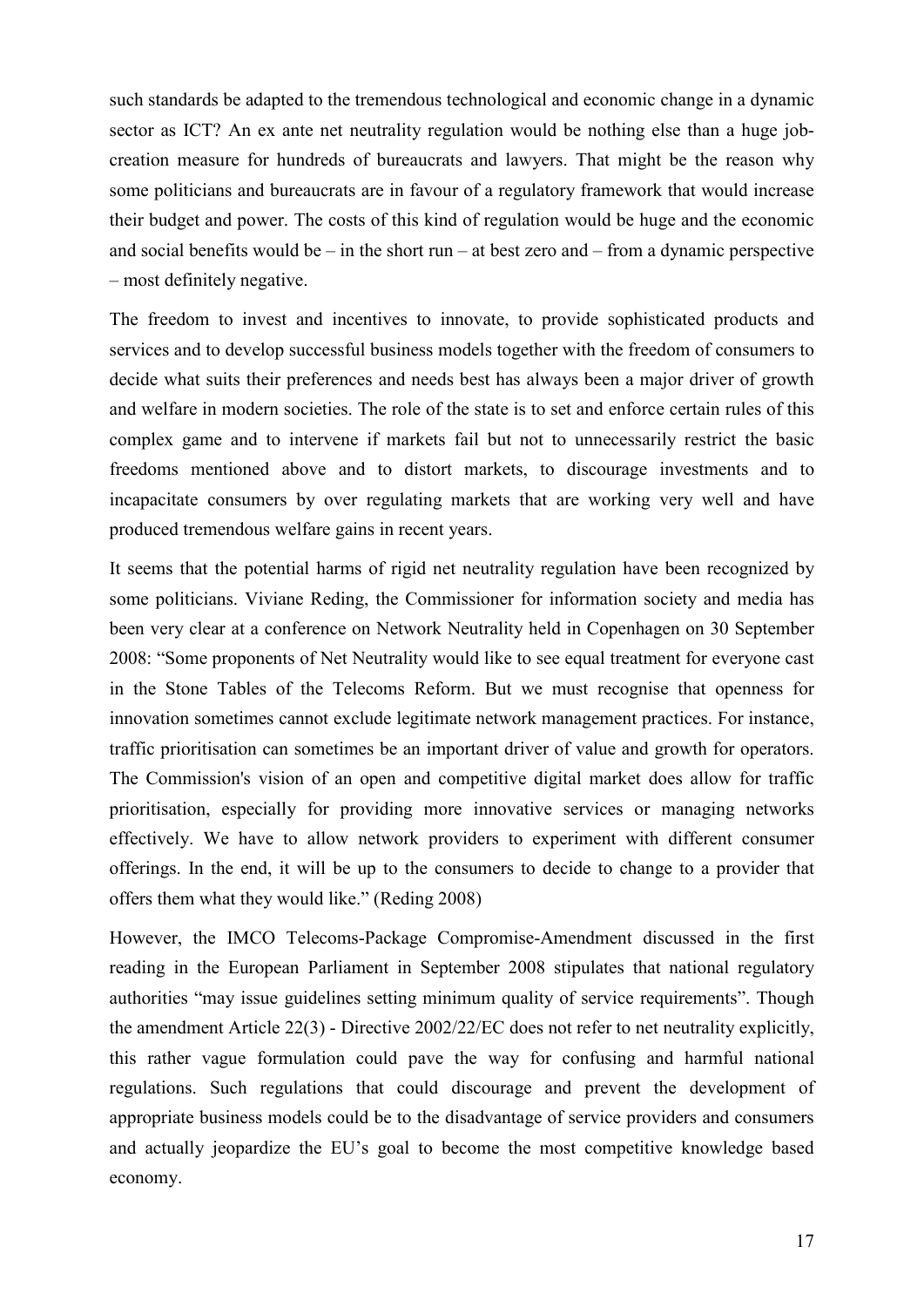such standards be adapted to the tremendous technological and economic change in a dynamic sector as ICT? An ex ante net neutrality regulation would be nothing else than a huge job-creation measure for hundreds of bureaucrats and lawyers. That might be the reason why some politicians and bureaucrats are in favour of a regulatory framework that would increase their budget and power. The costs of this kind of regulation would be huge and the economic and social benefits would be – in the short run – at best zero and – from a dynamic perspective – most definitely negative.

The freedom to invest and incentives to innovate, to provide sophisticated products and services and to develop successful business models together with the freedom of consumers to decide what suits their preferences and needs best has always been a major driver of growth and welfare in modern societies. The role of the state is to set and enforce certain rules of this complex game and to intervene if markets fail but not to unnecessarily restrict the basic freedoms mentioned above and to distort markets, to discourage investments and to incapacitate consumers by over regulating markets that are working very well and have produced tremendous welfare gains in recent years.

It seems that the potential harms of rigid net neutrality regulation have been recognized by some politicians. Viviane Reding, the Commissioner for information society and media has been very clear at a conference on Network Neutrality held in Copenhagen on 30 September 2008: "Some proponents of Net Neutrality would like to see equal treatment for everyone cast in the Stone Tables of the Telecoms Reform. But we must recognise that openness for innovation sometimes cannot exclude legitimate network management practices. For instance, traffic prioritisation can sometimes be an important driver of value and growth for operators. The Commission's vision of an open and competitive digital market does allow for traffic prioritisation, especially for providing more innovative services or managing networks effectively. We have to allow network providers to experiment with different consumer offerings. In the end, it will be up to the consumers to decide to change to a provider that offers them what they would like." (Reding 2008)

However, the IMCO Telecoms-Package Compromise-Amendment discussed in the first reading in the European Parliament in September 2008 stipulates that national regulatory authorities "may issue guidelines setting minimum quality of service requirements". Though the amendment Article 22(3) - Directive 2002/22/EC does not refer to net neutrality explicitly, this rather vague formulation could pave the way for confusing and harmful national regulations. Such regulations that could discourage and prevent the development of appropriate business models could be to the disadvantage of service providers and consumers and actually jeopardize the EU's goal to become the most competitive knowledge based economy.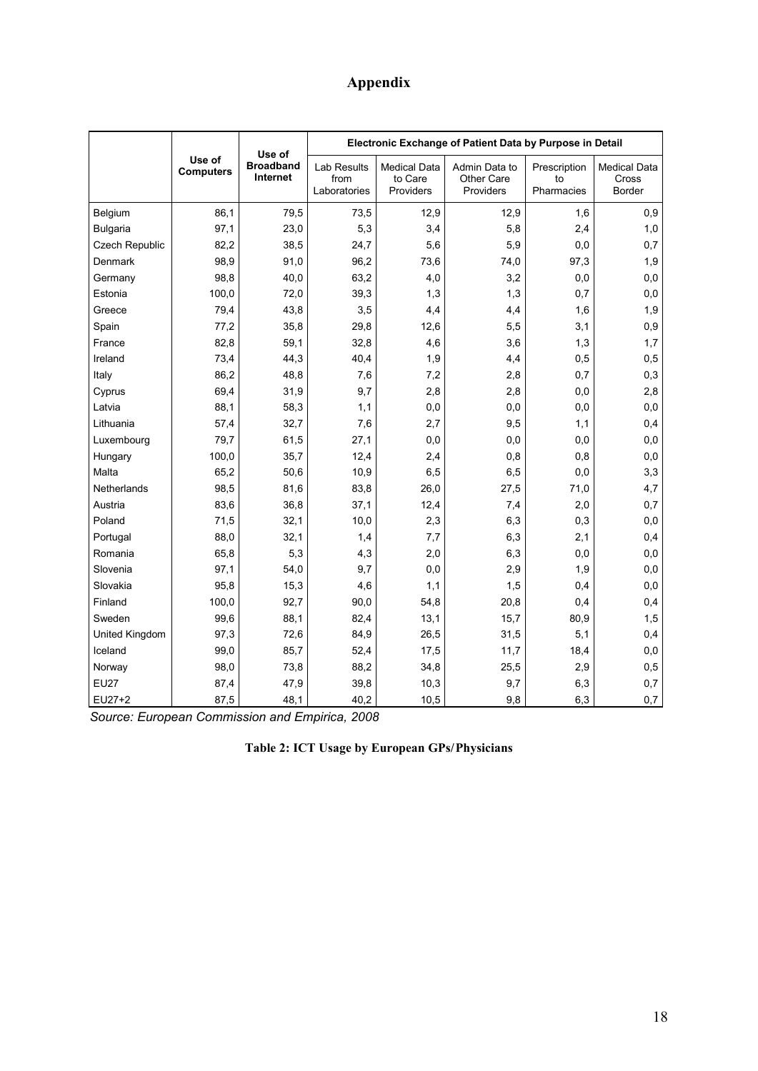# Appendix

| | Use of Computers | Use of Broadband Internet | Electronic Exchange of Patient Data by Purpose in Detail | | | | |
|---|---|---|---|---|---|---|---|
| | | | Lab Results from Laboratories | Medical Data to Care Providers | Admin Data to Other Care Providers | Prescription to Pharmacies | Medical Data Cross Border |
| Belgium | 86,1 | 79,5 | 73,5 | 12,9 | 12,9 | 1,6 | 0,9 |
| Bulgaria | 97,1 | 23,0 | 5,3 | 3,4 | 5,8 | 2,4 | 1,0 |
| Czech Republic | 82,2 | 38,5 | 24,7 | 5,6 | 5,9 | 0,0 | 0,7 |
| Denmark | 98,9 | 91,0 | 96,2 | 73,6 | 74,0 | 97,3 | 1,9 |
| Germany | 98,8 | 40,0 | 63,2 | 4,0 | 3,2 | 0,0 | 0,0 |
| Estonia | 100,0 | 72,0 | 39,3 | 1,3 | 1,3 | 0,7 | 0,0 |
| Greece | 79,4 | 43,8 | 3,5 | 4,4 | 4,4 | 1,6 | 1,9 |
| Spain | 77,2 | 35,8 | 29,8 | 12,6 | 5,5 | 3,1 | 0,9 |
| France | 82,8 | 59,1 | 32,8 | 4,6 | 3,6 | 1,3 | 1,7 |
| Ireland | 73,4 | 44,3 | 40,4 | 1,9 | 4,4 | 0,5 | 0,5 |
| Italy | 86,2 | 48,8 | 7,6 | 7,2 | 2,8 | 0,7 | 0,3 |
| Cyprus | 69,4 | 31,9 | 9,7 | 2,8 | 2,8 | 0,0 | 2,8 |
| Latvia | 88,1 | 58,3 | 1,1 | 0,0 | 0,0 | 0,0 | 0,0 |
| Lithuania | 57,4 | 32,7 | 7,6 | 2,7 | 9,5 | 1,1 | 0,4 |
| Luxembourg | 79,7 | 61,5 | 27,1 | 0,0 | 0,0 | 0,0 | 0,0 |
| Hungary | 100,0 | 35,7 | 12,4 | 2,4 | 0,8 | 0,8 | 0,0 |
| Malta | 65,2 | 50,6 | 10,9 | 6,5 | 6,5 | 0,0 | 3,3 |
| Netherlands | 98,5 | 81,6 | 83,8 | 26,0 | 27,5 | 71,0 | 4,7 |
| Austria | 83,6 | 36,8 | 37,1 | 12,4 | 7,4 | 2,0 | 0,7 |
| Poland | 71,5 | 32,1 | 10,0 | 2,3 | 6,3 | 0,3 | 0,0 |
| Portugal | 88,0 | 32,1 | 1,4 | 7,7 | 6,3 | 2,1 | 0,4 |
| Romania | 65,8 | 5,3 | 4,3 | 2,0 | 6,3 | 0,0 | 0,0 |
| Slovenia | 97,1 | 54,0 | 9,7 | 0,0 | 2,9 | 1,9 | 0,0 |
| Slovakia | 95,8 | 15,3 | 4,6 | 1,1 | 1,5 | 0,4 | 0,0 |
| Finland | 100,0 | 92,7 | 90,0 | 54,8 | 20,8 | 0,4 | 0,4 |
| Sweden | 99,6 | 88,1 | 82,4 | 13,1 | 15,7 | 80,9 | 1,5 |
| United Kingdom | 97,3 | 72,6 | 84,9 | 26,5 | 31,5 | 5,1 | 0,4 |
| Iceland | 99,0 | 85,7 | 52,4 | 17,5 | 11,7 | 18,4 | 0,0 |
| Norway | 98,0 | 73,8 | 88,2 | 34,8 | 25,5 | 2,9 | 0,5 |
| EU27 | 87,4 | 47,9 | 39,8 | 10,3 | 9,7 | 6,3 | 0,7 |
| EU27+2 | 87,5 | 48,1 | 40,2 | 10,5 | 9,8 | 6,3 | 0,7 |

*Source: European Commission and Empirica, 2008*

**Table 2: ICT Usage by European GPs/ Physicians**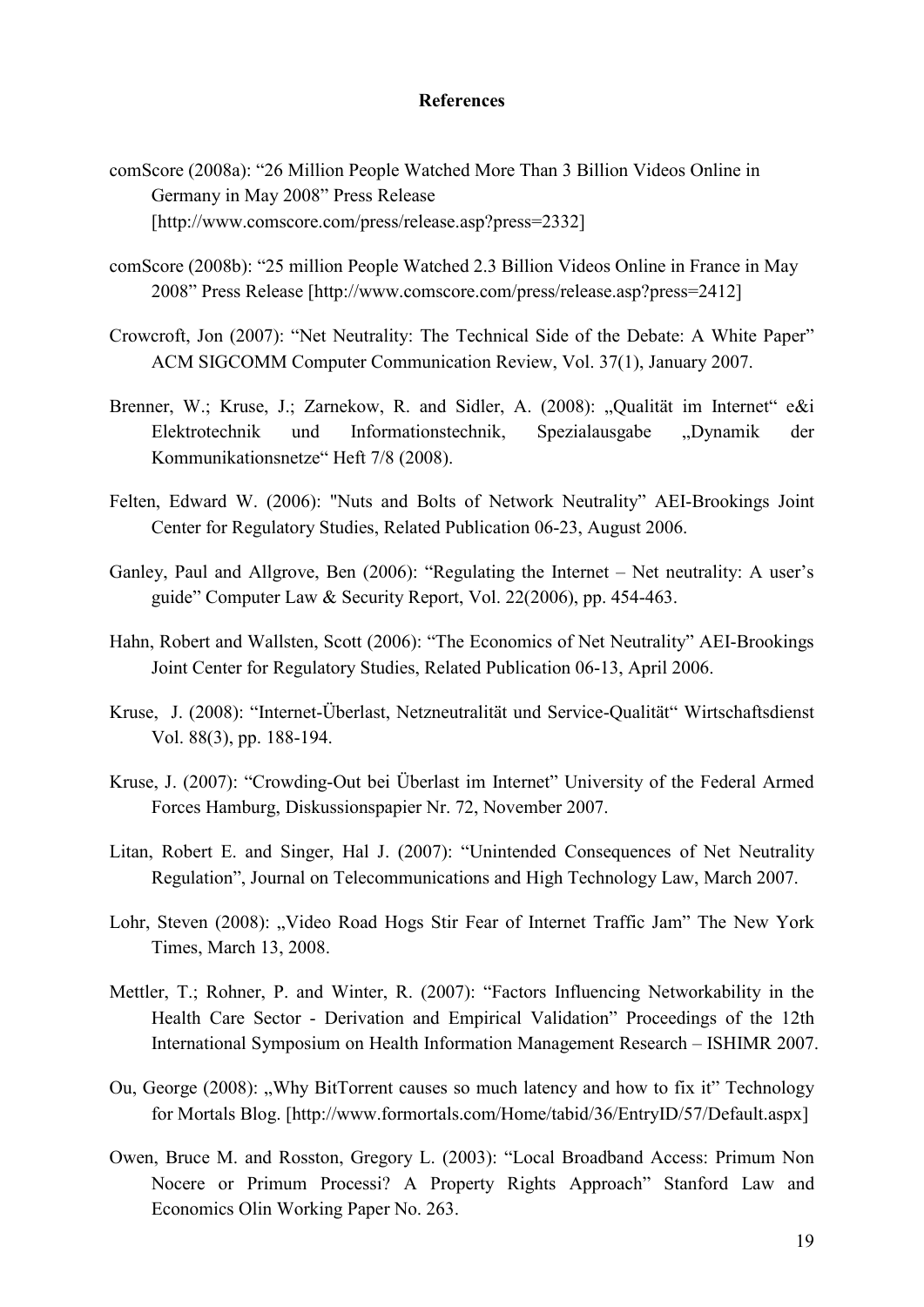**References**

comScore (2008a): "26 Million People Watched More Than 3 Billion Videos Online in Germany in May 2008" Press Release [http://www.comscore.com/press/release.asp?press=2332]

comScore (2008b): "25 million People Watched 2.3 Billion Videos Online in France in May 2008" Press Release [http://www.comscore.com/press/release.asp?press=2412]

Crowcroft, Jon (2007): "Net Neutrality: The Technical Side of the Debate: A White Paper" ACM SIGCOMM Computer Communication Review, Vol. 37(1), January 2007.

Brenner, W.; Kruse, J.; Zarnekow, R. and Sidler, A. (2008): „Qualität im Internet" e&i Elektrotechnik und Informationstechnik, Spezialausgabe „Dynamik der Kommunikationsnetze" Heft 7/8 (2008).

Felten, Edward W. (2006): "Nuts and Bolts of Network Neutrality" AEI-Brookings Joint Center for Regulatory Studies, Related Publication 06-23, August 2006.

Ganley, Paul and Allgrove, Ben (2006): "Regulating the Internet – Net neutrality: A user's guide" Computer Law & Security Report, Vol. 22(2006), pp. 454-463.

Hahn, Robert and Wallsten, Scott (2006): "The Economics of Net Neutrality" AEI-Brookings Joint Center for Regulatory Studies, Related Publication 06-13, April 2006.

Kruse, J. (2008): "Internet-Überlast, Netzneutralität und Service-Qualität" Wirtschaftsdienst Vol. 88(3), pp. 188-194.

Kruse, J. (2007): "Crowding-Out bei Überlast im Internet" University of the Federal Armed Forces Hamburg, Diskussionspapier Nr. 72, November 2007.

Litan, Robert E. and Singer, Hal J. (2007): "Unintended Consequences of Net Neutrality Regulation", Journal on Telecommunications and High Technology Law, March 2007.

Lohr, Steven (2008): „Video Road Hogs Stir Fear of Internet Traffic Jam" The New York Times, March 13, 2008.

Mettler, T.; Rohner, P. and Winter, R. (2007): "Factors Influencing Networkability in the Health Care Sector - Derivation and Empirical Validation" Proceedings of the 12th International Symposium on Health Information Management Research – ISHIMR 2007.

Ou, George (2008): „Why BitTorrent causes so much latency and how to fix it" Technology for Mortals Blog. [http://www.formortals.com/Home/tabid/36/EntryID/57/Default.aspx]

Owen, Bruce M. and Rosston, Gregory L. (2003): "Local Broadband Access: Primum Non Nocere or Primum Processi? A Property Rights Approach" Stanford Law and Economics Olin Working Paper No. 263.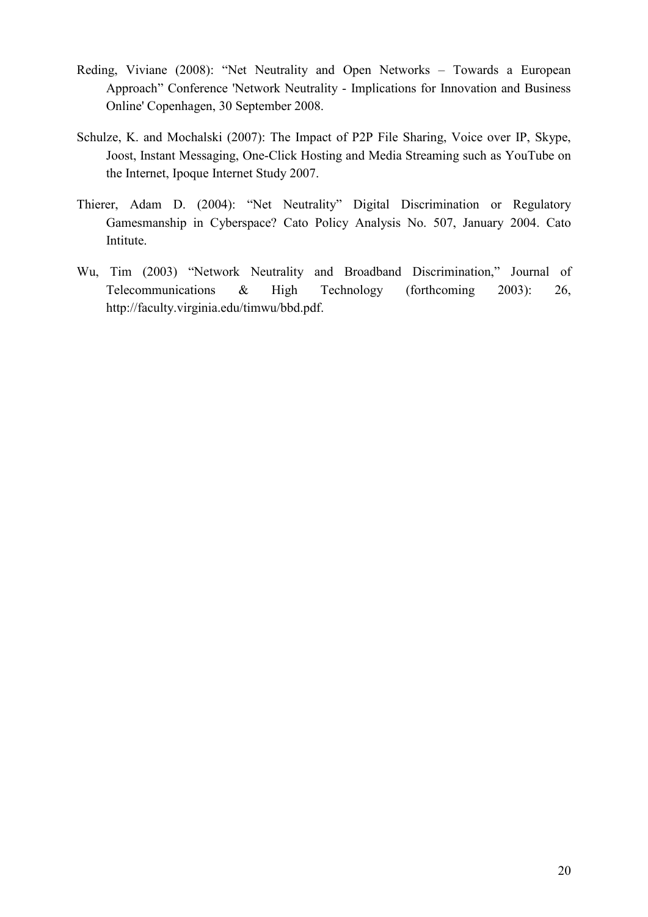Reding, Viviane (2008): “Net Neutrality and Open Networks – Towards a European Approach” Conference 'Network Neutrality - Implications for Innovation and Business Online' Copenhagen, 30 September 2008.

Schulze, K. and Mochalski (2007): The Impact of P2P File Sharing, Voice over IP, Skype, Joost, Instant Messaging, One-Click Hosting and Media Streaming such as YouTube on the Internet, Ipoque Internet Study 2007.

Thierer, Adam D. (2004): “Net Neutrality” Digital Discrimination or Regulatory Gamesmanship in Cyberspace? Cato Policy Analysis No. 507, January 2004. Cato Intitute.

Wu, Tim (2003) “Network Neutrality and Broadband Discrimination,” Journal of Telecommunications & High Technology (forthcoming 2003): 26, http://faculty.virginia.edu/timwu/bbd.pdf.